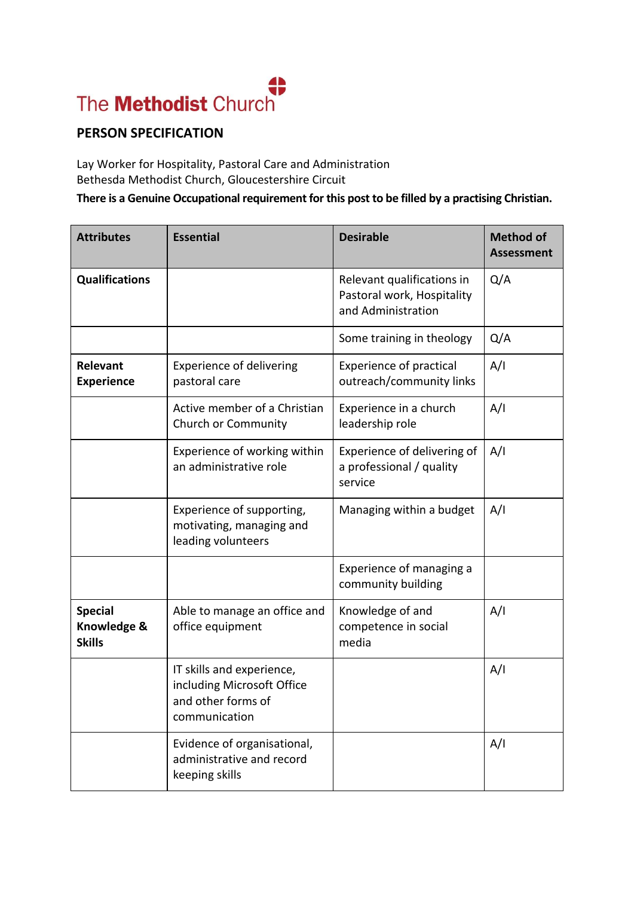The Methodist Church

## PERSON SPECIFICATION

Lay Worker for Hospitality, Pastoral Care and Administration
Bethesda Methodist Church, Gloucestershire Circuit

**There is a Genuine Occupational requirement for this post to be filled by a practising Christian.**

| Attributes | Essential | Desirable | Method of Assessment |
|---|---|---|---|
| **Qualifications** | | Relevant qualifications in Pastoral work, Hospitality and Administration | Q/A |
| | | Some training in theology | Q/A |
| **Relevant Experience** | Experience of delivering pastoral care | Experience of practical outreach/community links | A/I |
| | Active member of a Christian Church or Community | Experience in a church leadership role | A/I |
| | Experience of working within an administrative role | Experience of delivering of a professional / quality service | A/I |
| | Experience of supporting, motivating, managing and leading volunteers | Managing within a budget | A/I |
| | | Experience of managing a community building | |
| **Special Knowledge & Skills** | Able to manage an office and office equipment | Knowledge of and competence in social media | A/I |
| | IT skills and experience, including Microsoft Office and other forms of communication | | A/I |
| | Evidence of organisational, administrative and record keeping skills | | A/I |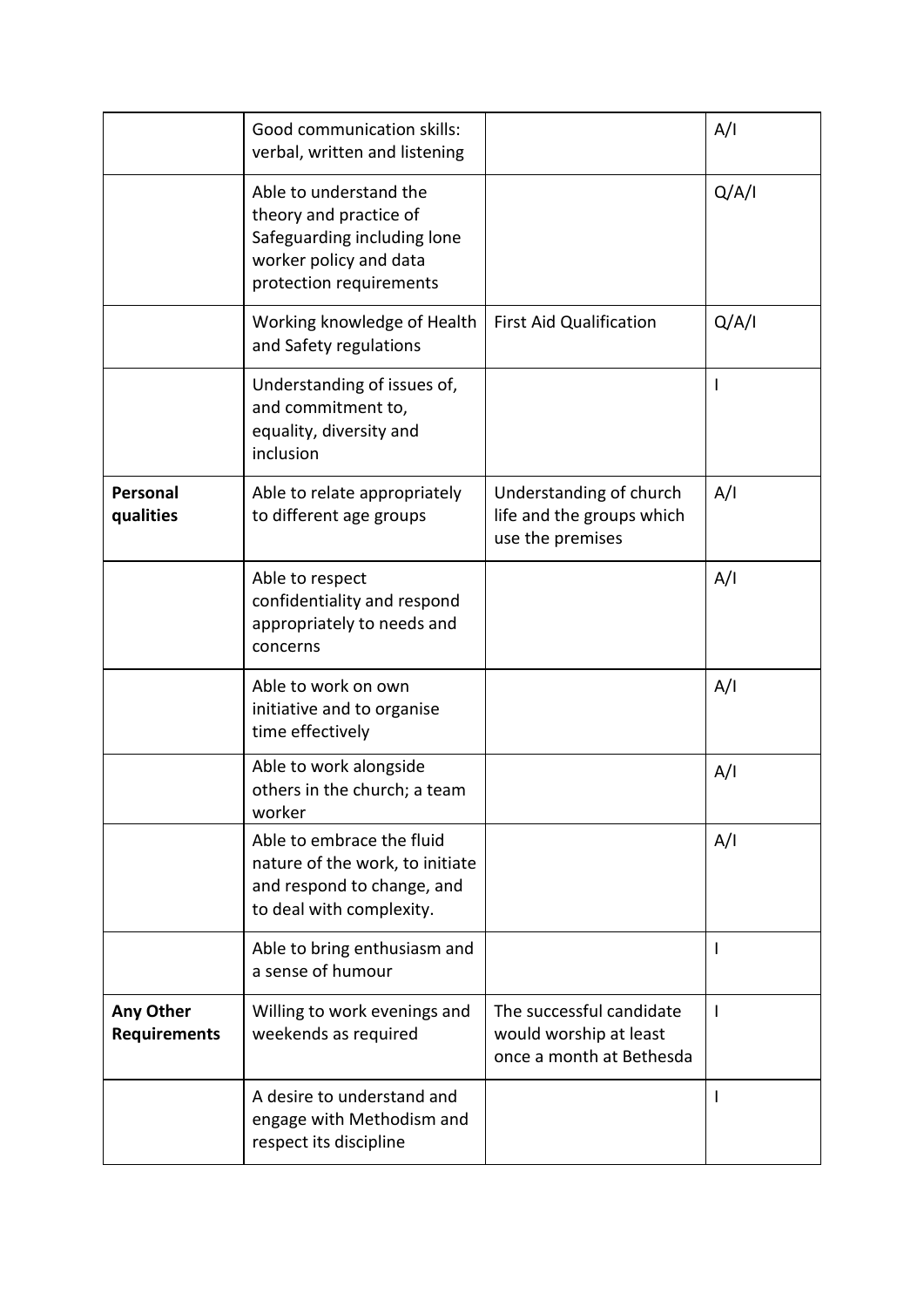| | | | |
|---|---|---|---|
| | Good communication skills: verbal, written and listening | | A/I |
| | Able to understand the theory and practice of Safeguarding including lone worker policy and data protection requirements | | Q/A/I |
| | Working knowledge of Health and Safety regulations | First Aid Qualification | Q/A/I |
| | Understanding of issues of, and commitment to, equality, diversity and inclusion | | I |
| **Personal qualities** | Able to relate appropriately to different age groups | Understanding of church life and the groups which use the premises | A/I |
| | Able to respect confidentiality and respond appropriately to needs and concerns | | A/I |
| | Able to work on own initiative and to organise time effectively | | A/I |
| | Able to work alongside others in the church; a team worker | | A/I |
| | Able to embrace the fluid nature of the work, to initiate and respond to change, and to deal with complexity. | | A/I |
| | Able to bring enthusiasm and a sense of humour | | I |
| **Any Other Requirements** | Willing to work evenings and weekends as required | The successful candidate would worship at least once a month at Bethesda | I |
| | A desire to understand and engage with Methodism and respect its discipline | | I |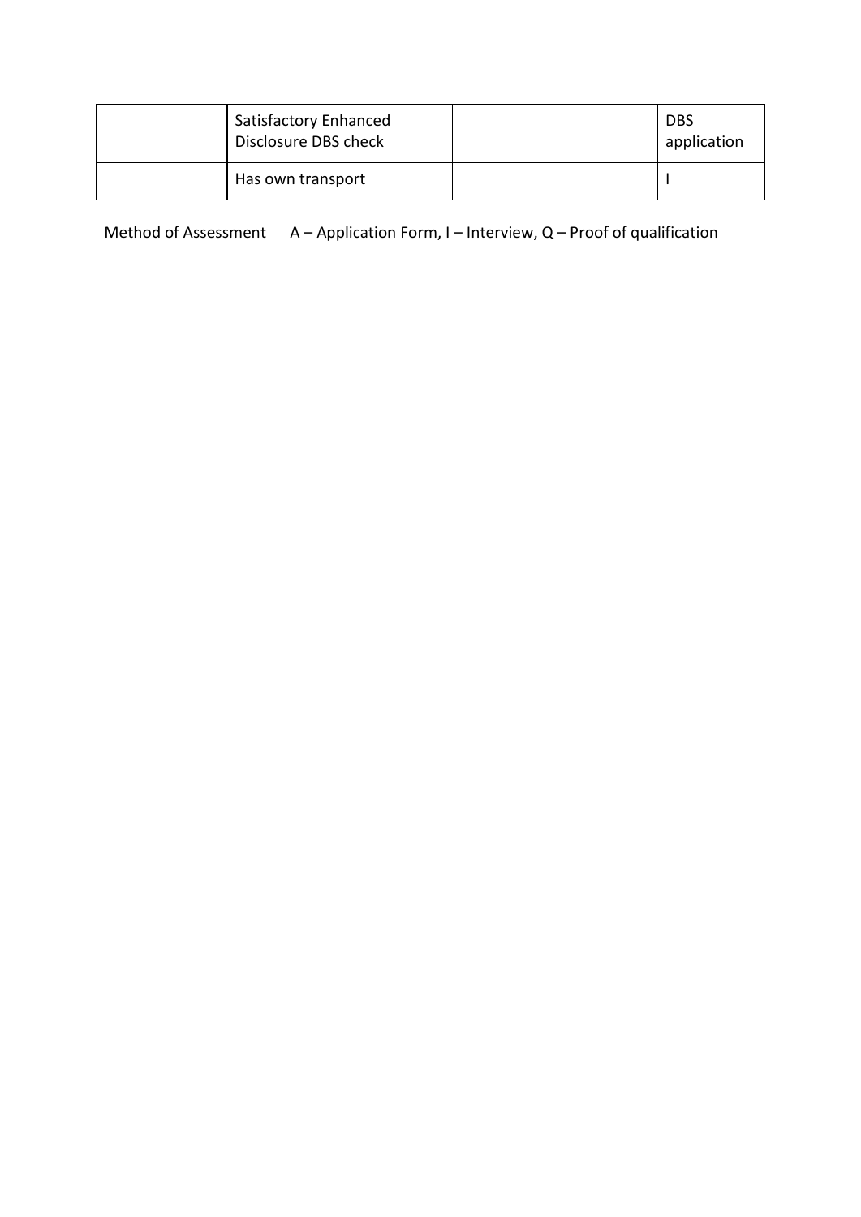| | | | |
|---|---|---|---|
| | Satisfactory Enhanced Disclosure DBS check | | DBS application |
| | Has own transport | | I |

Method of Assessment A – Application Form, I – Interview, Q – Proof of qualification